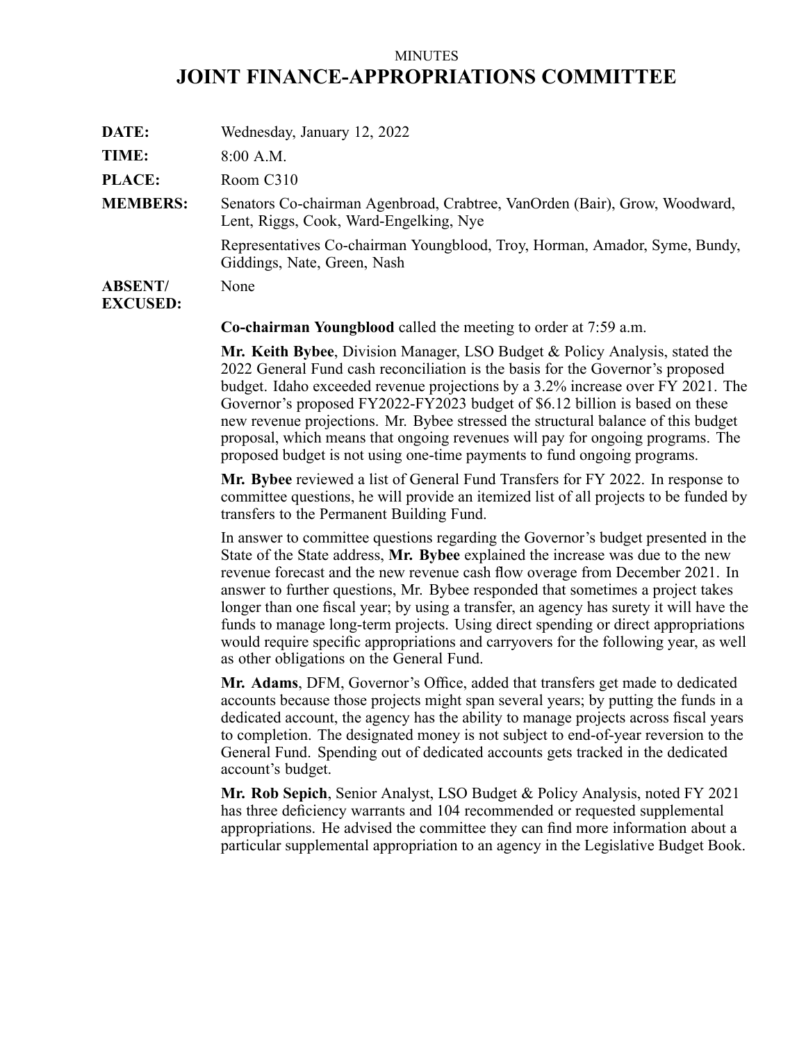MINUTES

# JOINT FINANCE-APPROPRIATIONS COMMITTEE

| | |
|---|---|
| **DATE:** | Wednesday, January 12, 2022 |
| **TIME:** | 8:00 A.M. |
| **PLACE:** | Room C310 |
| **MEMBERS:** | Senators Co-chairman Agenbroad, Crabtree, VanOrden (Bair), Grow, Woodward, Lent, Riggs, Cook, Ward-Engelking, Nye<br><br>Representatives Co-chairman Youngblood, Troy, Horman, Amador, Syme, Bundy, Giddings, Nate, Green, Nash |
| **ABSENT/ EXCUSED:** | None |

**Co-chairman Youngblood** called the meeting to order at 7:59 a.m.

**Mr. Keith Bybee**, Division Manager, LSO Budget & Policy Analysis, stated the 2022 General Fund cash reconciliation is the basis for the Governor's proposed budget. Idaho exceeded revenue projections by a 3.2% increase over FY 2021. The Governor's proposed FY2022-FY2023 budget of $6.12 billion is based on these new revenue projections. Mr. Bybee stressed the structural balance of this budget proposal, which means that ongoing revenues will pay for ongoing programs. The proposed budget is not using one-time payments to fund ongoing programs.

**Mr. Bybee** reviewed a list of General Fund Transfers for FY 2022. In response to committee questions, he will provide an itemized list of all projects to be funded by transfers to the Permanent Building Fund.

In answer to committee questions regarding the Governor's budget presented in the State of the State address, **Mr. Bybee** explained the increase was due to the new revenue forecast and the new revenue cash flow overage from December 2021. In answer to further questions, Mr. Bybee responded that sometimes a project takes longer than one fiscal year; by using a transfer, an agency has surety it will have the funds to manage long-term projects. Using direct spending or direct appropriations would require specific appropriations and carryovers for the following year, as well as other obligations on the General Fund.

**Mr. Adams**, DFM, Governor's Office, added that transfers get made to dedicated accounts because those projects might span several years; by putting the funds in a dedicated account, the agency has the ability to manage projects across fiscal years to completion. The designated money is not subject to end-of-year reversion to the General Fund. Spending out of dedicated accounts gets tracked in the dedicated account's budget.

**Mr. Rob Sepich**, Senior Analyst, LSO Budget & Policy Analysis, noted FY 2021 has three deficiency warrants and 104 recommended or requested supplemental appropriations. He advised the committee they can find more information about a particular supplemental appropriation to an agency in the Legislative Budget Book.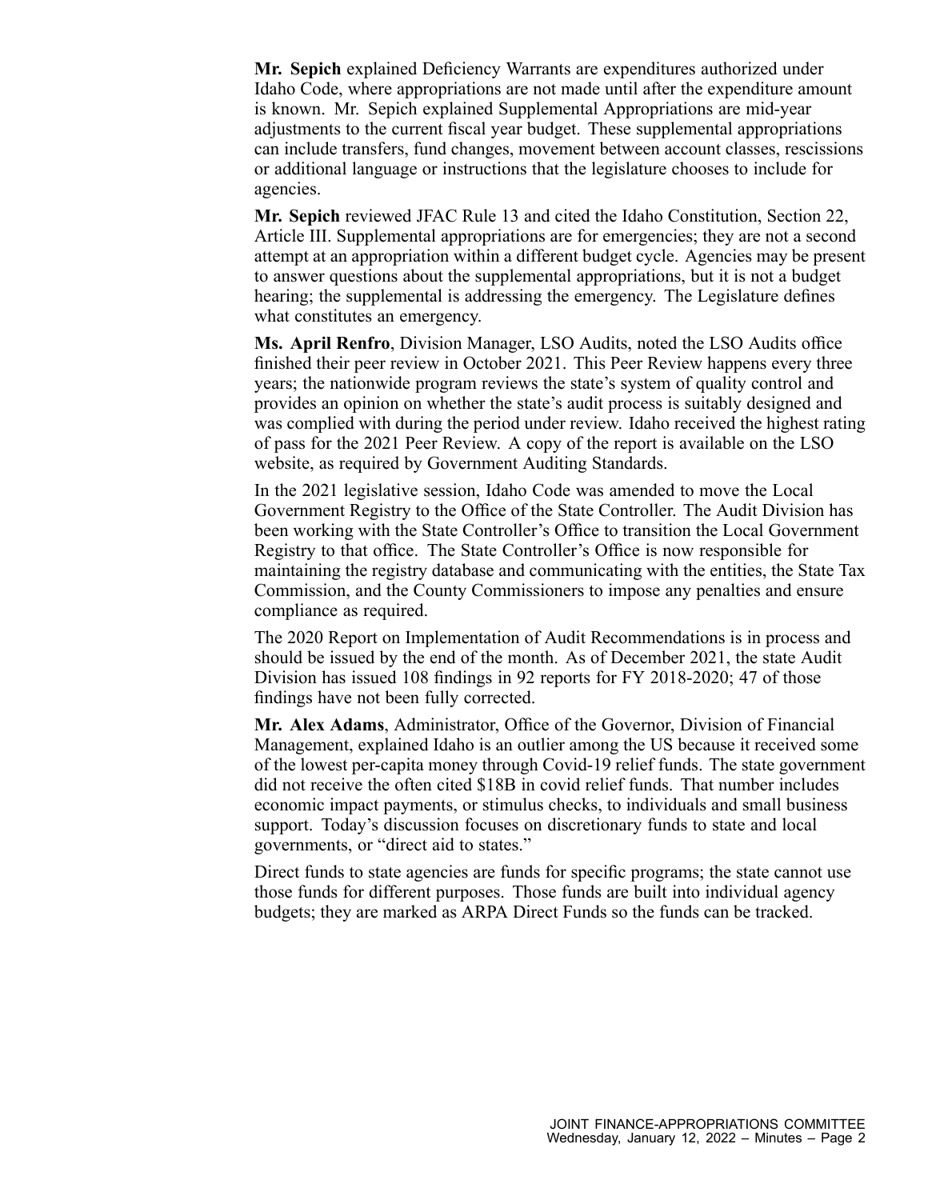**Mr. Sepich** explained Deficiency Warrants are expenditures authorized under Idaho Code, where appropriations are not made until after the expenditure amount is known. Mr. Sepich explained Supplemental Appropriations are mid-year adjustments to the current fiscal year budget. These supplemental appropriations can include transfers, fund changes, movement between account classes, rescissions or additional language or instructions that the legislature chooses to include for agencies.

**Mr. Sepich** reviewed JFAC Rule 13 and cited the Idaho Constitution, Section 22, Article III. Supplemental appropriations are for emergencies; they are not a second attempt at an appropriation within a different budget cycle. Agencies may be present to answer questions about the supplemental appropriations, but it is not a budget hearing; the supplemental is addressing the emergency. The Legislature defines what constitutes an emergency.

**Ms. April Renfro**, Division Manager, LSO Audits, noted the LSO Audits office finished their peer review in October 2021. This Peer Review happens every three years; the nationwide program reviews the state's system of quality control and provides an opinion on whether the state's audit process is suitably designed and was complied with during the period under review. Idaho received the highest rating of pass for the 2021 Peer Review. A copy of the report is available on the LSO website, as required by Government Auditing Standards.

In the 2021 legislative session, Idaho Code was amended to move the Local Government Registry to the Office of the State Controller. The Audit Division has been working with the State Controller's Office to transition the Local Government Registry to that office. The State Controller's Office is now responsible for maintaining the registry database and communicating with the entities, the State Tax Commission, and the County Commissioners to impose any penalties and ensure compliance as required.

The 2020 Report on Implementation of Audit Recommendations is in process and should be issued by the end of the month. As of December 2021, the state Audit Division has issued 108 findings in 92 reports for FY 2018-2020; 47 of those findings have not been fully corrected.

**Mr. Alex Adams**, Administrator, Office of the Governor, Division of Financial Management, explained Idaho is an outlier among the US because it received some of the lowest per-capita money through Covid-19 relief funds. The state government did not receive the often cited $18B in covid relief funds. That number includes economic impact payments, or stimulus checks, to individuals and small business support. Today's discussion focuses on discretionary funds to state and local governments, or "direct aid to states."

Direct funds to state agencies are funds for specific programs; the state cannot use those funds for different purposes. Those funds are built into individual agency budgets; they are marked as ARPA Direct Funds so the funds can be tracked.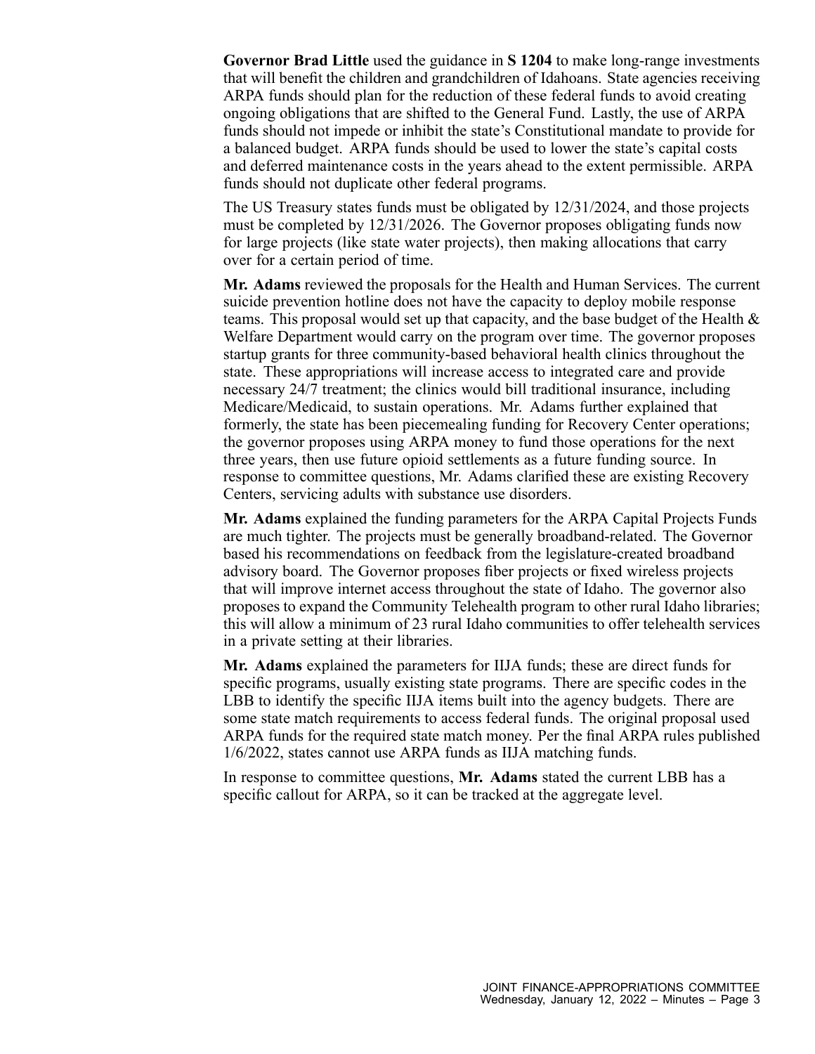**Governor Brad Little** used the guidance in **S 1204** to make long-range investments that will benefit the children and grandchildren of Idahoans. State agencies receiving ARPA funds should plan for the reduction of these federal funds to avoid creating ongoing obligations that are shifted to the General Fund. Lastly, the use of ARPA funds should not impede or inhibit the state's Constitutional mandate to provide for a balanced budget. ARPA funds should be used to lower the state's capital costs and deferred maintenance costs in the years ahead to the extent permissible. ARPA funds should not duplicate other federal programs.

The US Treasury states funds must be obligated by 12/31/2024, and those projects must be completed by 12/31/2026. The Governor proposes obligating funds now for large projects (like state water projects), then making allocations that carry over for a certain period of time.

**Mr. Adams** reviewed the proposals for the Health and Human Services. The current suicide prevention hotline does not have the capacity to deploy mobile response teams. This proposal would set up that capacity, and the base budget of the Health & Welfare Department would carry on the program over time. The governor proposes startup grants for three community-based behavioral health clinics throughout the state. These appropriations will increase access to integrated care and provide necessary 24/7 treatment; the clinics would bill traditional insurance, including Medicare/Medicaid, to sustain operations. Mr. Adams further explained that formerly, the state has been piecemealing funding for Recovery Center operations; the governor proposes using ARPA money to fund those operations for the next three years, then use future opioid settlements as a future funding source. In response to committee questions, Mr. Adams clarified these are existing Recovery Centers, servicing adults with substance use disorders.

**Mr. Adams** explained the funding parameters for the ARPA Capital Projects Funds are much tighter. The projects must be generally broadband-related. The Governor based his recommendations on feedback from the legislature-created broadband advisory board. The Governor proposes fiber projects or fixed wireless projects that will improve internet access throughout the state of Idaho. The governor also proposes to expand the Community Telehealth program to other rural Idaho libraries; this will allow a minimum of 23 rural Idaho communities to offer telehealth services in a private setting at their libraries.

**Mr. Adams** explained the parameters for IIJA funds; these are direct funds for specific programs, usually existing state programs. There are specific codes in the LBB to identify the specific IIJA items built into the agency budgets. There are some state match requirements to access federal funds. The original proposal used ARPA funds for the required state match money. Per the final ARPA rules published 1/6/2022, states cannot use ARPA funds as IIJA matching funds.

In response to committee questions, **Mr. Adams** stated the current LBB has a specific callout for ARPA, so it can be tracked at the aggregate level.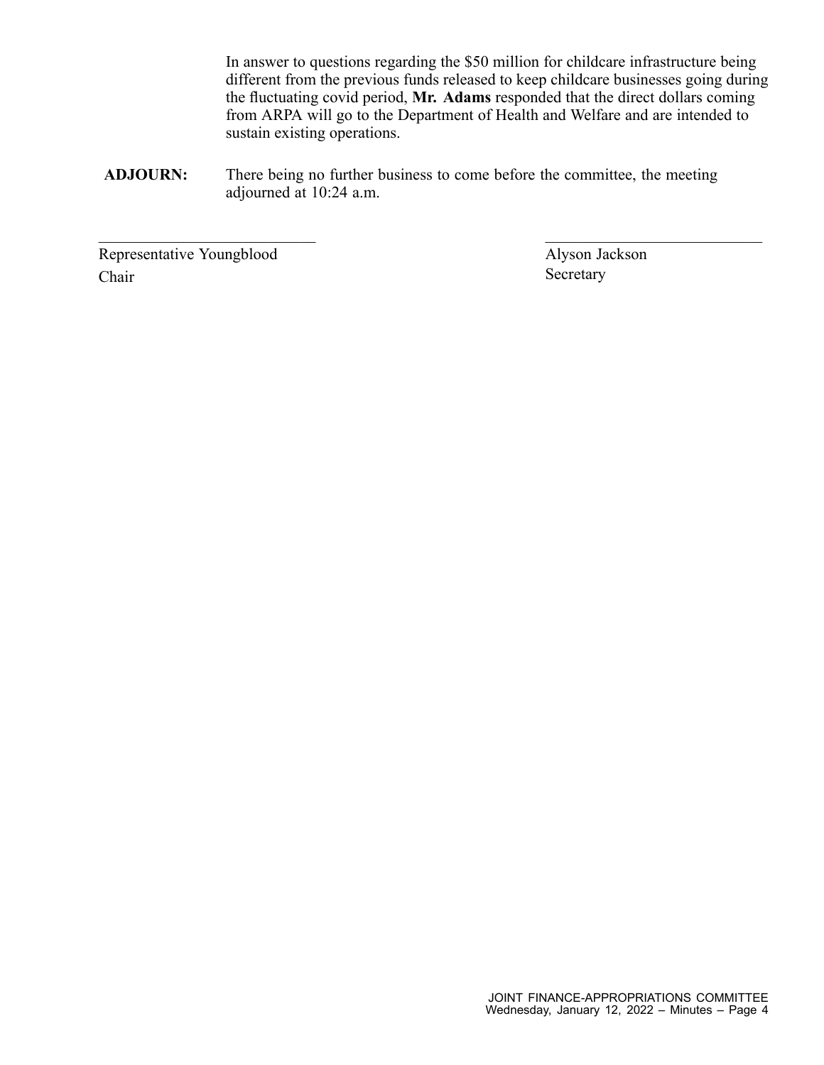In answer to questions regarding the $50 million for childcare infrastructure being different from the previous funds released to keep childcare businesses going during the fluctuating covid period, **Mr. Adams** responded that the direct dollars coming from ARPA will go to the Department of Health and Welfare and are intended to sustain existing operations.

**ADJOURN:** There being no further business to come before the committee, the meeting adjourned at 10:24 a.m.

| | |
|---|---|
| ___________________________ | ___________________________ |
| Representative Youngblood | Alyson Jackson |
| Chair | Secretary |